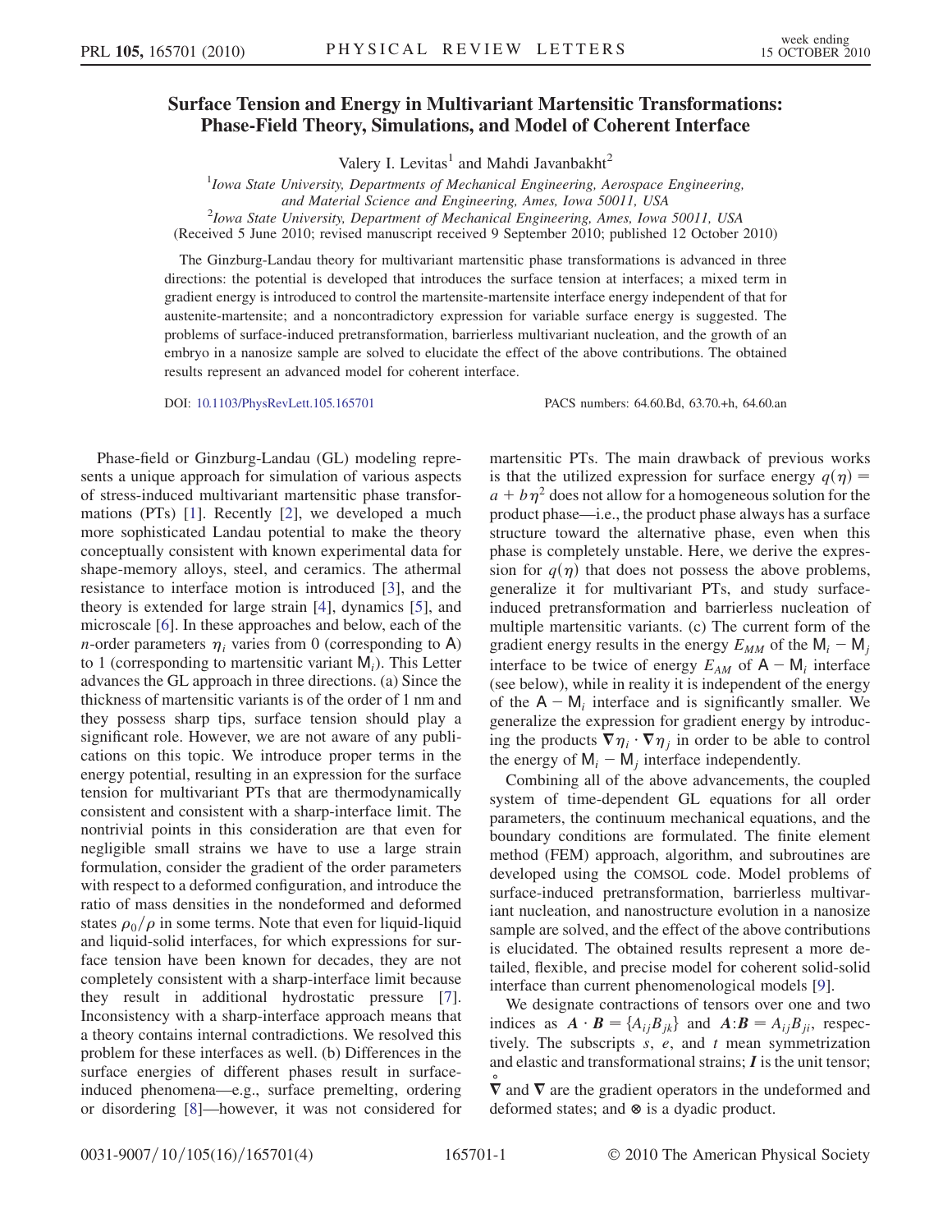# Surface Tension and Energy in Multivariant Martensitic Transformations: Phase-Field Theory, Simulations, and Model of Coherent Interface

Valery I. Levitas[1] and Mahdi Javanbakht[2]

[1]Iowa State University, Departments of Mechanical Engineering, Aerospace Engineering, and Material Science and Engineering, Ames, Iowa 50011, USA

[2]Iowa State University, Department of Mechanical Engineering, Ames, Iowa 50011, USA

(Received 5 June 2010; revised manuscript received 9 September 2010; published 12 October 2010)

The Ginzburg-Landau theory for multivariant martensitic phase transformations is advanced in three directions: the potential is developed that introduces the surface tension at interfaces; a mixed term in gradient energy is introduced to control the martensite-martensite interface energy independent of that for austenite-martensite; and a noncontradictory expression for variable surface energy is suggested. The problems of surface-induced pretransformation, barrierless multivariant nucleation, and the growth of an embryo in a nanosize sample are solved to elucidate the effect of the above contributions. The obtained results represent an advanced model for coherent interface.

DOI: 10.1103/PhysRevLett.105.165701 PACS numbers: 64.60.Bd, 63.70.+h, 64.60.an

Phase-field or Ginzburg-Landau (GL) modeling represents a unique approach for simulation of various aspects of stress-induced multivariant martensitic phase transformations (PTs) [1]. Recently [2], we developed a much more sophisticated Landau potential to make the theory conceptually consistent with known experimental data for shape-memory alloys, steel, and ceramics. The athermal resistance to interface motion is introduced [3], and the theory is extended for large strain [4], dynamics [5], and microscale [6]. In these approaches and below, each of the $n$-order parameters $\eta_i$ varies from 0 (corresponding to A) to 1 (corresponding to martensitic variant $M_i$). This Letter advances the GL approach in three directions. (a) Since the thickness of martensitic variants is of the order of 1 nm and they possess sharp tips, surface tension should play a significant role. However, we are not aware of any publications on this topic. We introduce proper terms in the energy potential, resulting in an expression for the surface tension for multivariant PTs that are thermodynamically consistent and consistent with a sharp-interface limit. The nontrivial points in this consideration are that even for negligible small strains we have to use a large strain formulation, consider the gradient of the order parameters with respect to a deformed configuration, and introduce the ratio of mass densities in the nondeformed and deformed states $\rho_0/\rho$ in some terms. Note that even for liquid-liquid and liquid-solid interfaces, for which expressions for surface tension have been known for decades, they are not completely consistent with a sharp-interface limit because they result in additional hydrostatic pressure [7]. Inconsistency with a sharp-interface approach means that a theory contains internal contradictions. We resolved this problem for these interfaces as well. (b) Differences in the surface energies of different phases result in surface-induced phenomena—e.g., surface premelting, ordering or disordering [8]—however, it was not considered for martensitic PTs. The main drawback of previous works is that the utilized expression for surface energy $q(\eta) = a + b\eta^2$ does not allow for a homogeneous solution for the product phase—i.e., the product phase always has a surface structure toward the alternative phase, even when this phase is completely unstable. Here, we derive the expression for $q(\eta)$ that does not possess the above problems, generalize it for multivariant PTs, and study surface-induced pretransformation and barrierless nucleation of multiple martensitic variants. (c) The current form of the gradient energy results in the energy $E_{MM}$ of the $M_i - M_j$ interface to be twice of energy $E_{AM}$ of $A - M_i$ interface (see below), while in reality it is independent of the energy of the $A - M_i$ interface and is significantly smaller. We generalize the expression for gradient energy by introducing the products $\nabla\eta_i \cdot \nabla\eta_j$ in order to be able to control the energy of $M_i - M_j$ interface independently.

Combining all of the above advancements, the coupled system of time-dependent GL equations for all order parameters, the continuum mechanical equations, and the boundary conditions are formulated. The finite element method (FEM) approach, algorithm, and subroutines are developed using the COMSOL code. Model problems of surface-induced pretransformation, barrierless multivariant nucleation, and nanostructure evolution in a nanosize sample are solved, and the effect of the above contributions is elucidated. The obtained results represent a more detailed, flexible, and precise model for coherent solid-solid interface than current phenomenological models [9].

We designate contractions of tensors over one and two indices as $\boldsymbol{A} \cdot \boldsymbol{B} = \{A_{ij}B_{jk}\}$ and $\boldsymbol{A}:\boldsymbol{B} = A_{ij}B_{ji}$, respectively. The subscripts $s$, $e$, and $t$ mean symmetrization and elastic and transformational strains; $\boldsymbol{I}$ is the unit tensor; $\overset{\circ}{\nabla}$ and $\nabla$ are the gradient operators in the undeformed and deformed states; and $\otimes$ is a dyadic product.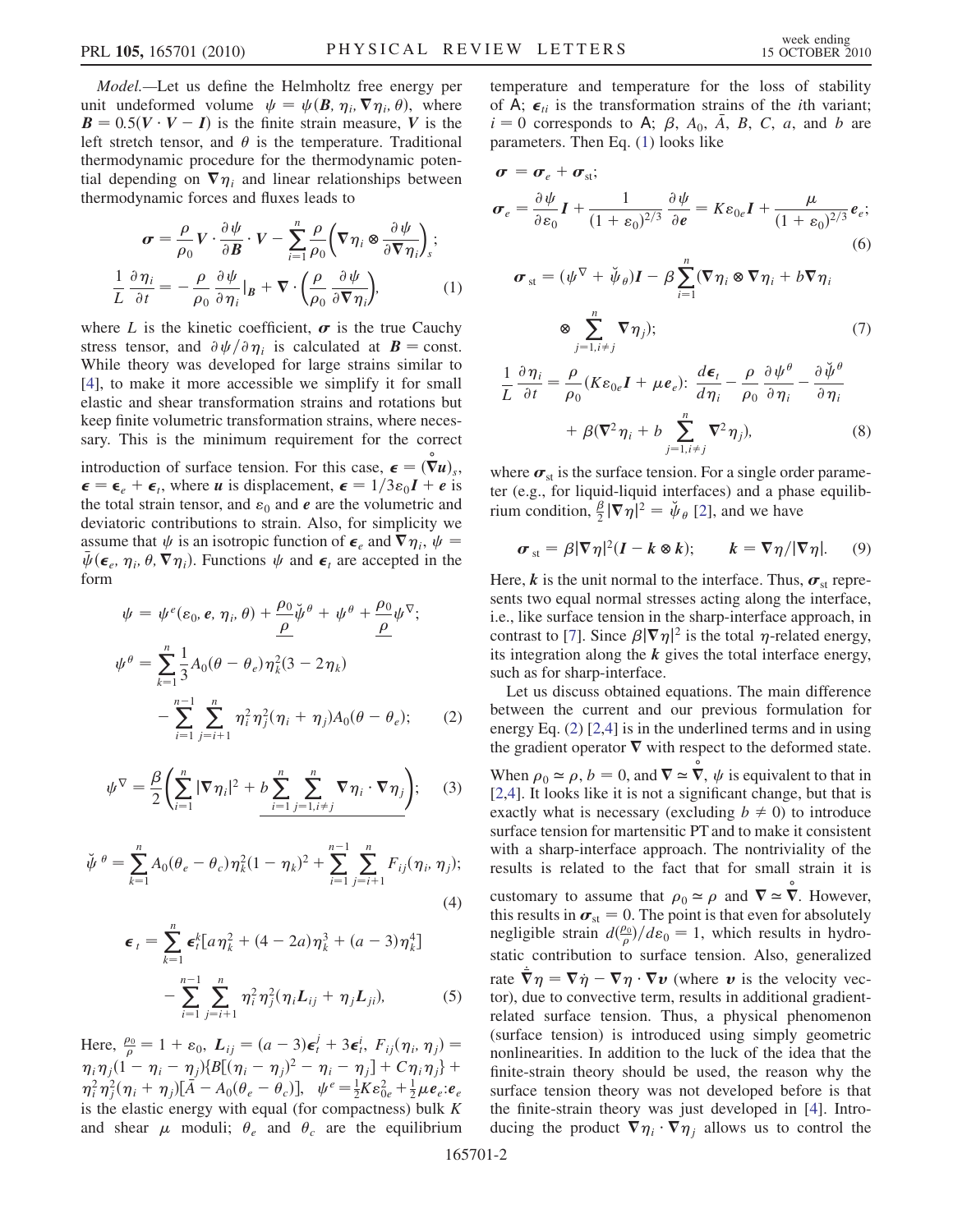*Model.*—Let us define the Helmholtz free energy per unit undeformed volume $\psi = \psi(\boldsymbol{B}, \eta_i, \nabla\eta_i, \theta)$, where $\boldsymbol{B} = 0.5(\boldsymbol{V}\cdot\boldsymbol{V} - \boldsymbol{I})$ is the finite strain measure, $\boldsymbol{V}$ is the left stretch tensor, and $\theta$ is the temperature. Traditional thermodynamic procedure for the thermodynamic potential depending on $\nabla\eta_i$ and linear relationships between thermodynamic forces and fluxes leads to

$$\boldsymbol{\sigma} = \frac{\rho}{\rho_0}\boldsymbol{V}\cdot\frac{\partial\psi}{\partial\boldsymbol{B}}\cdot\boldsymbol{V} - \sum_{i=1}^{n}\frac{\rho}{\rho_0}\left(\nabla\eta_i\otimes\frac{\partial\psi}{\partial\nabla\eta_i}\right)_s;$$
$$\frac{1}{L}\frac{\partial\eta_i}{\partial t} = -\frac{\rho}{\rho_0}\frac{\partial\psi}{\partial\eta_i}|_{\boldsymbol{B}} + \nabla\cdot\left(\frac{\rho}{\rho_0}\frac{\partial\psi}{\partial\nabla\eta_i}\right), \tag{1}$$

where $L$ is the kinetic coefficient, $\boldsymbol{\sigma}$ is the true Cauchy stress tensor, and $\partial\psi/\partial\eta_i$ is calculated at $\boldsymbol{B} = \text{const}$. While theory was developed for large strains similar to [4], to make it more accessible we simplify it for small elastic and shear transformation strains and rotations but keep finite volumetric transformation strains, where necessary. This is the minimum requirement for the correct introduction of surface tension. For this case, $\boldsymbol{\epsilon} = (\overset{\circ}{\nabla}\boldsymbol{u})_s$, $\boldsymbol{\epsilon} = \boldsymbol{\epsilon}_e + \boldsymbol{\epsilon}_t$, where $\boldsymbol{u}$ is displacement, $\boldsymbol{\epsilon} = 1/3\varepsilon_0\boldsymbol{I} + \boldsymbol{e}$ is the total strain tensor, and $\varepsilon_0$ and $\boldsymbol{e}$ are the volumetric and deviatoric contributions to strain. Also, for simplicity we assume that $\psi$ is an isotropic function of $\boldsymbol{\epsilon}_e$ and $\nabla\eta_i$, $\psi = \bar{\psi}(\boldsymbol{\epsilon}_e, \eta_i, \theta, \nabla\eta_i)$. Functions $\psi$ and $\boldsymbol{\epsilon}_t$ are accepted in the form

$$\psi = \psi^e(\varepsilon_0, \boldsymbol{e}, \eta_i, \theta) + \underline{\frac{\rho_0}{\rho}}\breve{\psi}^\theta + \psi^\theta + \underline{\frac{\rho_0}{\rho}}\psi^\nabla;$$
$$\psi^\theta = \sum_{k=1}^{n}\frac{1}{3}A_0(\theta - \theta_e)\eta_k^2(3 - 2\eta_k) - \sum_{i=1}^{n-1}\sum_{j=i+1}^{n}\eta_i^2\eta_j^2(\eta_i + \eta_j)A_0(\theta - \theta_e); \tag{2}$$

$$\psi^\nabla = \frac{\beta}{2}\left(\sum_{i=1}^{n}|\nabla\eta_i|^2 + \underline{b\sum_{i=1}^{n}\sum_{j=1,i\neq j}^{n}\nabla\eta_i\cdot\nabla\eta_j}\right); \tag{3}$$

$$\breve{\psi}^\theta = \sum_{k=1}^{n}A_0(\theta_e - \theta_c)\eta_k^2(1 - \eta_k)^2 + \sum_{i=1}^{n-1}\sum_{j=i+1}^{n}F_{ij}(\eta_i, \eta_j); \tag{4}$$

$$\boldsymbol{\epsilon}_t = \sum_{k=1}^{n}\boldsymbol{\epsilon}_t^k[a\eta_k^2 + (4 - 2a)\eta_k^3 + (a - 3)\eta_k^4] - \sum_{i=1}^{n-1}\sum_{j=i+1}^{n}\eta_i^2\eta_j^2(\eta_i\boldsymbol{L}_{ij} + \eta_j\boldsymbol{L}_{ji}), \tag{5}$$

Here, $\frac{\rho_0}{\rho} = 1 + \varepsilon_0$, $\boldsymbol{L}_{ij} = (a-3)\boldsymbol{\epsilon}_t^j + 3\boldsymbol{\epsilon}_t^i$, $F_{ij}(\eta_i, \eta_j) = \eta_i\eta_j(1 - \eta_i - \eta_j)\{B[(\eta_i - \eta_j)^2 - \eta_i - \eta_j] + C\eta_i\eta_j\} + \eta_i^2\eta_j^2(\eta_i + \eta_j)[\bar{A} - A_0(\theta_e - \theta_c)]$, $\psi^e = \frac{1}{2}K\varepsilon_{0e}^2 + \frac{1}{2}\mu\boldsymbol{e}_e{:}\boldsymbol{e}_e$ is the elastic energy with equal (for compactness) bulk $K$ and shear $\mu$ moduli; $\theta_e$ and $\theta_c$ are the equilibrium temperature and temperature for the loss of stability of A; $\boldsymbol{\epsilon}_{ti}$ is the transformation strains of the $i$th variant; $i = 0$ corresponds to A; $\beta$, $A_0$, $\bar{A}$, $B$, $C$, $a$, and $b$ are parameters. Then Eq. (1) looks like

$$\boldsymbol{\sigma} = \boldsymbol{\sigma}_e + \boldsymbol{\sigma}_{\text{st}};$$
$$\boldsymbol{\sigma}_e = \frac{\partial\psi}{\partial\varepsilon_0}\boldsymbol{I} + \frac{1}{(1+\varepsilon_0)^{2/3}}\frac{\partial\psi}{\partial\boldsymbol{e}} = K\varepsilon_{0e}\boldsymbol{I} + \frac{\mu}{(1+\varepsilon_0)^{2/3}}\boldsymbol{e}_e; \tag{6}$$

$$\boldsymbol{\sigma}_{\text{st}} = (\psi^\nabla + \breve{\psi}_\theta)\boldsymbol{I} - \beta\sum_{i=1}^{n}(\nabla\eta_i\otimes\nabla\eta_i + b\nabla\eta_i\otimes\sum_{j=1,i\neq j}^{n}\nabla\eta_j); \tag{7}$$

$$\frac{1}{L}\frac{\partial\eta_i}{\partial t} = \frac{\rho}{\rho_0}(K\varepsilon_{0e}\boldsymbol{I} + \mu\boldsymbol{e}_e){:}\frac{d\boldsymbol{\epsilon}_t}{d\eta_i} - \frac{\rho}{\rho_0}\frac{\partial\psi^\theta}{\partial\eta_i} - \frac{\partial\breve{\psi}^\theta}{\partial\eta_i} + \beta(\nabla^2\eta_i + b\sum_{j=1,i\neq j}^{n}\nabla^2\eta_j), \tag{8}$$

where $\boldsymbol{\sigma}_{\text{st}}$ is the surface tension. For a single order parameter (e.g., for liquid-liquid interfaces) and a phase equilibrium condition, $\frac{\beta}{2}|\nabla\eta|^2 = \breve{\psi}_\theta$ [2], and we have

$$\boldsymbol{\sigma}_{\text{st}} = \beta|\nabla\eta|^2(\boldsymbol{I} - \boldsymbol{k}\otimes\boldsymbol{k}); \qquad \boldsymbol{k} = \nabla\eta/|\nabla\eta|. \tag{9}$$

Here, $\boldsymbol{k}$ is the unit normal to the interface. Thus, $\boldsymbol{\sigma}_{\text{st}}$ represents two equal normal stresses acting along the interface, i.e., like surface tension in the sharp-interface approach, in contrast to [7]. Since $\beta|\nabla\eta|^2$ is the total $\eta$-related energy, its integration along the $\boldsymbol{k}$ gives the total interface energy, such as for sharp-interface.

Let us discuss obtained equations. The main difference between the current and our previous formulation for energy Eq. (2) [2,4] is in the underlined terms and in using the gradient operator $\nabla$ with respect to the deformed state. When $\rho_0 \simeq \rho$, $b = 0$, and $\nabla \simeq \overset{\circ}{\nabla}$, $\psi$ is equivalent to that in [2,4]. It looks like it is not a significant change, but that is exactly what is necessary (excluding $b \neq 0$) to introduce surface tension for martensitic PT and to make it consistent with a sharp-interface approach. The nontriviality of the results is related to the fact that for small strain it is customary to assume that $\rho_0 \simeq \rho$ and $\nabla \simeq \overset{\circ}{\nabla}$. However, this results in $\boldsymbol{\sigma}_{\text{st}} = 0$. The point is that even for absolutely negligible strain $d(\frac{\rho_0}{\rho})/d\varepsilon_0 = 1$, which results in hydrostatic contribution to surface tension. Also, generalized rate $\dot{\overset{\circ}{\nabla}}\eta = \nabla\dot{\eta} - \nabla\eta\cdot\nabla\boldsymbol{v}$ (where $\boldsymbol{v}$ is the velocity vector), due to convective term, results in additional gradient-related surface tension. Thus, a physical phenomenon (surface tension) is introduced using simply geometric nonlinearities. In addition to the luck of the idea that the finite-strain theory should be used, the reason why the surface tension theory was not developed before is that the finite-strain theory was just developed in [4]. Introducing the product $\nabla\eta_i\cdot\nabla\eta_j$ allows us to control the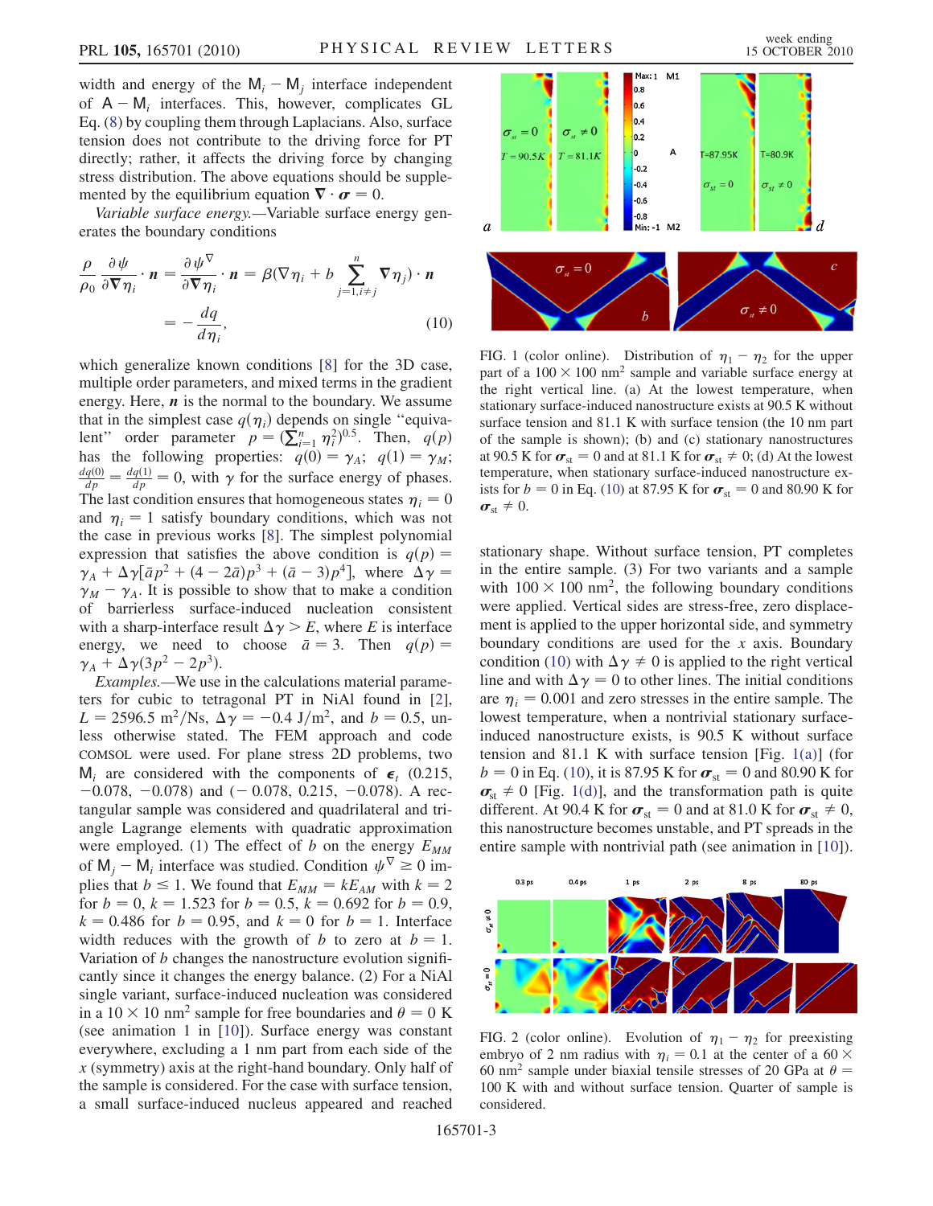width and energy of the $M_i - M_j$ interface independent of $A - M_i$ interfaces. This, however, complicates GL Eq. (8) by coupling them through Laplacians. Also, surface tension does not contribute to the driving force for PT directly; rather, it affects the driving force by changing stress distribution. The above equations should be supplemented by the equilibrium equation $\nabla \cdot \boldsymbol{\sigma} = 0$.

*Variable surface energy.*—Variable surface energy generates the boundary conditions

$$\frac{\rho}{\rho_0}\frac{\partial \psi}{\partial \nabla \eta_i}\cdot \boldsymbol{n} = \frac{\partial \psi^{\nabla}}{\partial \nabla \eta_i}\cdot \boldsymbol{n} = \beta\Big(\nabla \eta_i + b \sum_{j=1, i\neq j}^{n} \nabla \eta_j\Big)\cdot \boldsymbol{n} = -\frac{dq}{d\eta_i}, \tag{10}$$

which generalize known conditions [8] for the 3D case, multiple order parameters, and mixed terms in the gradient energy. Here, $\boldsymbol{n}$ is the normal to the boundary. We assume that in the simplest case $q(\eta_i)$ depends on single "equivalent" order parameter $p = (\sum_{i=1}^{n} \eta_i^2)^{0.5}$. Then, $q(p)$ has the following properties: $q(0) = \gamma_A$; $q(1) = \gamma_M$; $\frac{dq(0)}{dp} = \frac{dq(1)}{dp} = 0$, with $\gamma$ for the surface energy of phases. The last condition ensures that homogeneous states $\eta_i = 0$ and $\eta_i = 1$ satisfy boundary conditions, which was not the case in previous works [8]. The simplest polynomial expression that satisfies the above condition is $q(p) = \gamma_A + \Delta\gamma[\bar{a}p^2 + (4 - 2\bar{a})p^3 + (\bar{a} - 3)p^4]$, where $\Delta\gamma = \gamma_M - \gamma_A$. It is possible to show that to make a condition of barrierless surface-induced nucleation consistent with a sharp-interface result $\Delta\gamma > E$, where $E$ is interface energy, we need to choose $\bar{a} = 3$. Then $q(p) = \gamma_A + \Delta\gamma(3p^2 - 2p^3)$.

*Examples.*—We use in the calculations material parameters for cubic to tetragonal PT in NiAl found in [2], $L = 2596.5$ m$^2$/Ns, $\Delta\gamma = -0.4$ J/m$^2$, and $b = 0.5$, unless otherwise stated. The FEM approach and code COMSOL were used. For plane stress 2D problems, two $M_i$ are considered with the components of $\boldsymbol{\epsilon}_t$ (0.215, $-0.078$, $-0.078$) and ($-0.078$, 0.215, $-0.078$). A rectangular sample was considered and quadrilateral and triangle Lagrange elements with quadratic approximation were employed. (1) The effect of $b$ on the energy $E_{MM}$ of $M_j - M_i$ interface was studied. Condition $\psi^{\nabla} \geq 0$ implies that $b \leq 1$. We found that $E_{MM} = kE_{AM}$ with $k = 2$ for $b = 0$, $k = 1.523$ for $b = 0.5$, $k = 0.692$ for $b = 0.9$, $k = 0.486$ for $b = 0.95$, and $k = 0$ for $b = 1$. Interface width reduces with the growth of $b$ to zero at $b = 1$. Variation of $b$ changes the nanostructure evolution significantly since it changes the energy balance. (2) For a NiAl single variant, surface-induced nucleation was considered in a $10 \times 10$ nm$^2$ sample for free boundaries and $\theta = 0$ K (see animation 1 in [10]). Surface energy was constant everywhere, excluding a 1 nm part from each side of the $x$ (symmetry) axis at the right-hand boundary. Only half of the sample is considered. For the case with surface tension, a small surface-induced nucleus appeared and reached stationary shape. Without surface tension, PT completes in the entire sample. (3) For two variants and a sample with $100 \times 100$ nm$^2$, the following boundary conditions were applied. Vertical sides are stress-free, zero displacement is applied to the upper horizontal side, and symmetry boundary conditions are used for the $x$ axis. Boundary condition (10) with $\Delta\gamma \neq 0$ is applied to the right vertical line and with $\Delta\gamma = 0$ to other lines. The initial conditions are $\eta_i = 0.001$ and zero stresses in the entire sample. The lowest temperature, when a nontrivial stationary surface-induced nanostructure exists, is 90.5 K without surface tension and 81.1 K with surface tension [Fig. 1(a)] (for $b = 0$ in Eq. (10), it is 87.95 K for $\boldsymbol{\sigma}_{st} = 0$ and 80.90 K for $\boldsymbol{\sigma}_{st} \neq 0$ [Fig. 1(d)], and the transformation path is quite different. At 90.4 K for $\boldsymbol{\sigma}_{st} = 0$ and at 81.0 K for $\boldsymbol{\sigma}_{st} \neq 0$, this nanostructure becomes unstable, and PT spreads in the entire sample with nontrivial path (see animation in [10]).

FIG. 1 (color online). Distribution of $\eta_1 - \eta_2$ for the upper part of a $100 \times 100$ nm$^2$ sample and variable surface energy at the right vertical line. (a) At the lowest temperature, when stationary surface-induced nanostructure exists at 90.5 K without surface tension and 81.1 K with surface tension (the 10 nm part of the sample is shown); (b) and (c) stationary nanostructures at 90.5 K for $\boldsymbol{\sigma}_{st} = 0$ and at 81.1 K for $\boldsymbol{\sigma}_{st} \neq 0$; (d) At the lowest temperature, when stationary surface-induced nanostructure exists for $b = 0$ in Eq. (10) at 87.95 K for $\boldsymbol{\sigma}_{st} = 0$ and 80.90 K for $\boldsymbol{\sigma}_{st} \neq 0$.

FIG. 2 (color online). Evolution of $\eta_1 - \eta_2$ for preexisting embryo of 2 nm radius with $\eta_i = 0.1$ at the center of a $60 \times 60$ nm$^2$ sample under biaxial tensile stresses of 20 GPa at $\theta = 100$ K with and without surface tension. Quarter of sample is considered.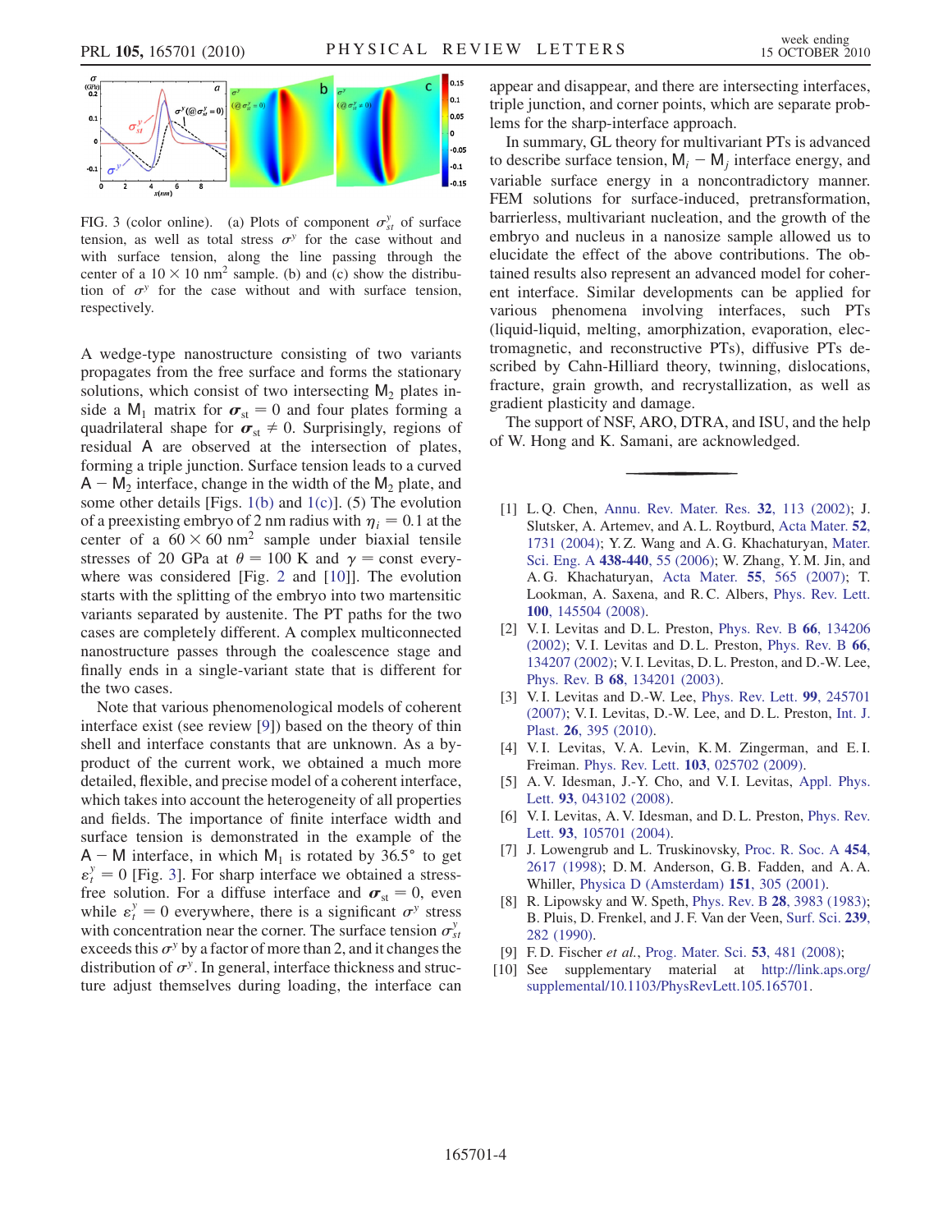σ
(GPa)
0.2
0.1
0
-0.1
0 2 4 6 8
x(nm)
a
$\sigma^y(@\sigma^y_{st}=0)$
$\sigma^y_{st}$
$\sigma^y$
b
$\sigma^y$
$(@\sigma^y_{st}=0)$
c
$\sigma^y$
$(@\sigma^y_{st}\neq 0)$
0.15
0.1
0.05
0
-0.05
-0.1
-0.15

FIG. 3 (color online). (a) Plots of component $\sigma^y_{st}$ of surface tension, as well as total stress $\sigma^y$ for the case without and with surface tension, along the line passing through the center of a $10 \times 10$ nm$^2$ sample. (b) and (c) show the distribution of $\sigma^y$ for the case without and with surface tension, respectively.

A wedge-type nanostructure consisting of two variants propagates from the free surface and forms the stationary solutions, which consist of two intersecting $M_2$ plates inside a $M_1$ matrix for $\boldsymbol{\sigma}_{st} = 0$ and four plates forming a quadrilateral shape for $\boldsymbol{\sigma}_{st} \neq 0$. Surprisingly, regions of residual A are observed at the intersection of plates, forming a triple junction. Surface tension leads to a curved A − $M_2$ interface, change in the width of the $M_2$ plate, and some other details [Figs. 1(b) and 1(c)]. (5) The evolution of a preexisting embryo of 2 nm radius with $\eta_i = 0.1$ at the center of a $60 \times 60$ nm$^2$ sample under biaxial tensile stresses of 20 GPa at $\theta = 100$ K and $\gamma = $ const everywhere was considered [Fig. 2 and [10]]. The evolution starts with the splitting of the embryo into two martensitic variants separated by austenite. The PT paths for the two cases are completely different. A complex multiconnected nanostructure passes through the coalescence stage and finally ends in a single-variant state that is different for the two cases.

Note that various phenomenological models of coherent interface exist (see review [9]) based on the theory of thin shell and interface constants that are unknown. As a byproduct of the current work, we obtained a much more detailed, flexible, and precise model of a coherent interface, which takes into account the heterogeneity of all properties and fields. The importance of finite interface width and surface tension is demonstrated in the example of the A − M interface, in which $M_1$ is rotated by 36.5° to get $\varepsilon^y_t = 0$ [Fig. 3]. For sharp interface we obtained a stress-free solution. For a diffuse interface and $\boldsymbol{\sigma}_{st} = 0$, even while $\varepsilon^y_t = 0$ everywhere, there is a significant $\sigma^y$ stress with concentration near the corner. The surface tension $\sigma^y_{st}$ exceeds this $\sigma^y$ by a factor of more than 2, and it changes the distribution of $\sigma^y$. In general, interface thickness and structure adjust themselves during loading, the interface can appear and disappear, and there are intersecting interfaces, triple junction, and corner points, which are separate problems for the sharp-interface approach.

In summary, GL theory for multivariant PTs is advanced to describe surface tension, $M_i - M_j$ interface energy, and variable surface energy in a noncontradictory manner. FEM solutions for surface-induced, pretransformation, barrierless, multivariant nucleation, and the growth of the embryo and nucleus in a nanosize sample allowed us to elucidate the effect of the above contributions. The obtained results also represent an advanced model for coherent interface. Similar developments can be applied for various phenomena involving interfaces, such PTs (liquid-liquid, melting, amorphization, evaporation, electromagnetic, and reconstructive PTs), diffusive PTs described by Cahn-Hilliard theory, twinning, dislocations, fracture, grain growth, and recrystallization, as well as gradient plasticity and damage.

The support of NSF, ARO, DTRA, and ISU, and the help of W. Hong and K. Samani, are acknowledged.

---

[1] L. Q. Chen, Annu. Rev. Mater. Res. **32**, 113 (2002); J. Slutsker, A. Artemev, and A. L. Roytburd, Acta Mater. **52**, 1731 (2004); Y. Z. Wang and A. G. Khachaturyan, Mater. Sci. Eng. A **438-440**, 55 (2006); W. Zhang, Y. M. Jin, and A. G. Khachaturyan, Acta Mater. **55**, 565 (2007); T. Lookman, A. Saxena, and R. C. Albers, Phys. Rev. Lett. **100**, 145504 (2008).

[2] V. I. Levitas and D. L. Preston, Phys. Rev. B **66**, 134206 (2002); V. I. Levitas and D. L. Preston, Phys. Rev. B **66**, 134207 (2002); V. I. Levitas, D. L. Preston, and D.-W. Lee, Phys. Rev. B **68**, 134201 (2003).

[3] V. I. Levitas and D.-W. Lee, Phys. Rev. Lett. **99**, 245701 (2007); V. I. Levitas, D.-W. Lee, and D. L. Preston, Int. J. Plast. **26**, 395 (2010).

[4] V. I. Levitas, V. A. Levin, K. M. Zingerman, and E. I. Freiman. Phys. Rev. Lett. **103**, 025702 (2009).

[5] A. V. Idesman, J.-Y. Cho, and V. I. Levitas, Appl. Phys. Lett. **93**, 043102 (2008).

[6] V. I. Levitas, A. V. Idesman, and D. L. Preston, Phys. Rev. Lett. **93**, 105701 (2004).

[7] J. Lowengrub and L. Truskinovsky, Proc. R. Soc. A **454**, 2617 (1998); D. M. Anderson, G. B. Fadden, and A. A. Whiller, Physica D (Amsterdam) **151**, 305 (2001).

[8] R. Lipowsky and W. Speth, Phys. Rev. B **28**, 3983 (1983); B. Pluis, D. Frenkel, and J. F. Van der Veen, Surf. Sci. **239**, 282 (1990).

[9] F. D. Fischer *et al.*, Prog. Mater. Sci. **53**, 481 (2008);

[10] See supplementary material at http://link.aps.org/supplemental/10.1103/PhysRevLett.105.165701.